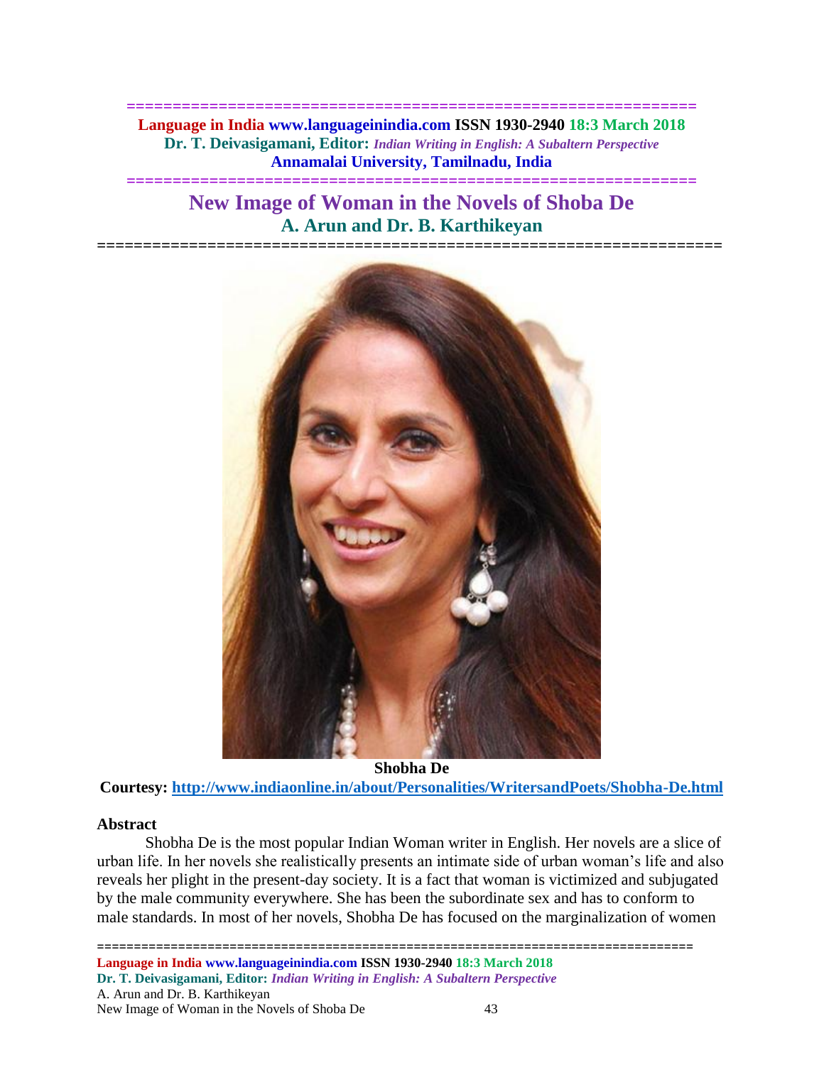# New Image of Woman in the Novels of Shoba De

## A. Arun and Dr. B. Karthikeyan

**Shobha De**

**Courtesy: http://www.indiaonline.in/about/Personalities/WritersandPoets/Shobha-De.html**

### Abstract

Shobha De is the most popular Indian Woman writer in English. Her novels are a slice of urban life. In her novels she realistically presents an intimate side of urban woman's life and also reveals her plight in the present-day society. It is a fact that woman is victimized and subjugated by the male community everywhere. She has been the subordinate sex and has to conform to male standards. In most of her novels, Shobha De has focused on the marginalization of women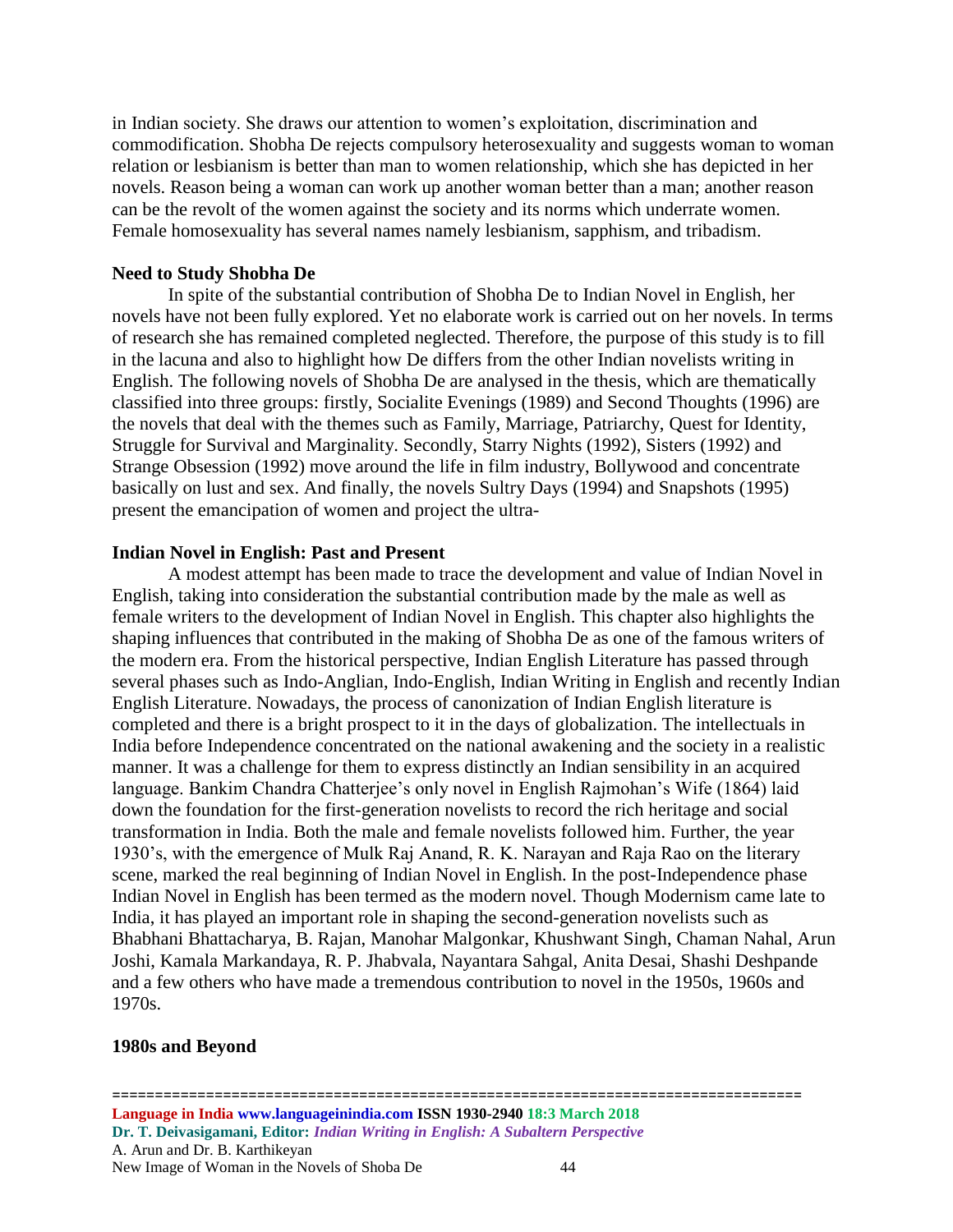in Indian society. She draws our attention to women's exploitation, discrimination and commodification. Shobha De rejects compulsory heterosexuality and suggests woman to woman relation or lesbianism is better than man to women relationship, which she has depicted in her novels. Reason being a woman can work up another woman better than a man; another reason can be the revolt of the women against the society and its norms which underrate women. Female homosexuality has several names namely lesbianism, sapphism, and tribadism.

**Need to Study Shobha De**

In spite of the substantial contribution of Shobha De to Indian Novel in English, her novels have not been fully explored. Yet no elaborate work is carried out on her novels. In terms of research she has remained completed neglected. Therefore, the purpose of this study is to fill in the lacuna and also to highlight how De differs from the other Indian novelists writing in English. The following novels of Shobha De are analysed in the thesis, which are thematically classified into three groups: firstly, Socialite Evenings (1989) and Second Thoughts (1996) are the novels that deal with the themes such as Family, Marriage, Patriarchy, Quest for Identity, Struggle for Survival and Marginality. Secondly, Starry Nights (1992), Sisters (1992) and Strange Obsession (1992) move around the life in film industry, Bollywood and concentrate basically on lust and sex. And finally, the novels Sultry Days (1994) and Snapshots (1995) present the emancipation of women and project the ultra-

**Indian Novel in English: Past and Present**

A modest attempt has been made to trace the development and value of Indian Novel in English, taking into consideration the substantial contribution made by the male as well as female writers to the development of Indian Novel in English. This chapter also highlights the shaping influences that contributed in the making of Shobha De as one of the famous writers of the modern era. From the historical perspective, Indian English Literature has passed through several phases such as Indo-Anglian, Indo-English, Indian Writing in English and recently Indian English Literature. Nowadays, the process of canonization of Indian English literature is completed and there is a bright prospect to it in the days of globalization. The intellectuals in India before Independence concentrated on the national awakening and the society in a realistic manner. It was a challenge for them to express distinctly an Indian sensibility in an acquired language. Bankim Chandra Chatterjee's only novel in English Rajmohan's Wife (1864) laid down the foundation for the first-generation novelists to record the rich heritage and social transformation in India. Both the male and female novelists followed him. Further, the year 1930's, with the emergence of Mulk Raj Anand, R. K. Narayan and Raja Rao on the literary scene, marked the real beginning of Indian Novel in English. In the post-Independence phase Indian Novel in English has been termed as the modern novel. Though Modernism came late to India, it has played an important role in shaping the second-generation novelists such as Bhabhani Bhattacharya, B. Rajan, Manohar Malgonkar, Khushwant Singh, Chaman Nahal, Arun Joshi, Kamala Markandaya, R. P. Jhabvala, Nayantara Sahgal, Anita Desai, Shashi Deshpande and a few others who have made a tremendous contribution to novel in the 1950s, 1960s and 1970s.

**1980s and Beyond**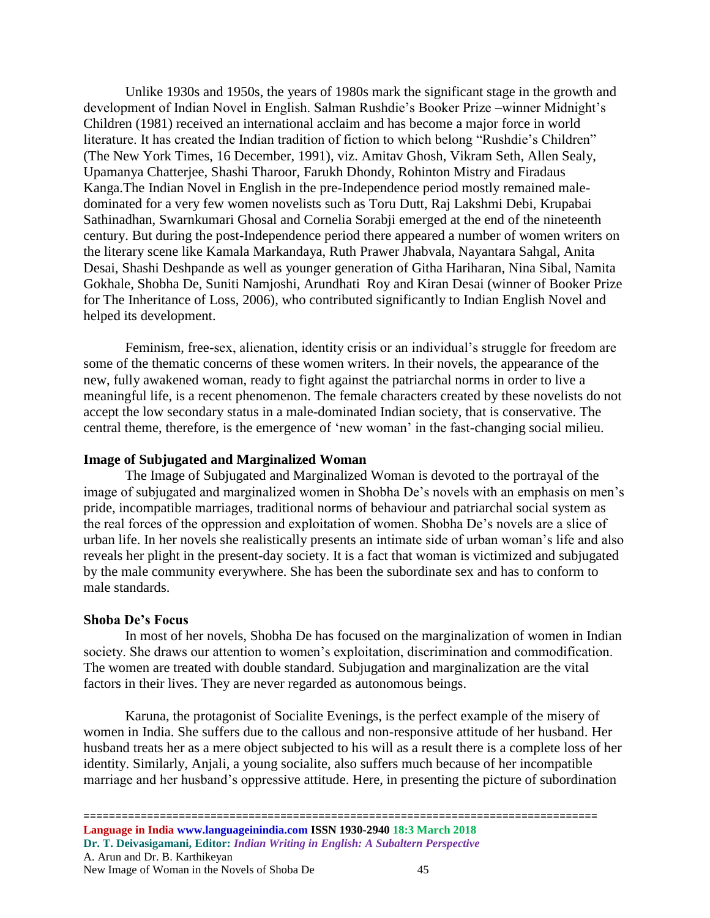Unlike 1930s and 1950s, the years of 1980s mark the significant stage in the growth and development of Indian Novel in English. Salman Rushdie's Booker Prize –winner Midnight's Children (1981) received an international acclaim and has become a major force in world literature. It has created the Indian tradition of fiction to which belong "Rushdie's Children" (The New York Times, 16 December, 1991), viz. Amitav Ghosh, Vikram Seth, Allen Sealy, Upamanya Chatterjee, Shashi Tharoor, Farukh Dhondy, Rohinton Mistry and Firadaus Kanga.The Indian Novel in English in the pre-Independence period mostly remained male-dominated for a very few women novelists such as Toru Dutt, Raj Lakshmi Debi, Krupabai Sathinadhan, Swarnkumari Ghosal and Cornelia Sorabji emerged at the end of the nineteenth century. But during the post-Independence period there appeared a number of women writers on the literary scene like Kamala Markandaya, Ruth Prawer Jhabvala, Nayantara Sahgal, Anita Desai, Shashi Deshpande as well as younger generation of Githa Hariharan, Nina Sibal, Namita Gokhale, Shobha De, Suniti Namjoshi, Arundhati Roy and Kiran Desai (winner of Booker Prize for The Inheritance of Loss, 2006), who contributed significantly to Indian English Novel and helped its development.

Feminism, free-sex, alienation, identity crisis or an individual's struggle for freedom are some of the thematic concerns of these women writers. In their novels, the appearance of the new, fully awakened woman, ready to fight against the patriarchal norms in order to live a meaningful life, is a recent phenomenon. The female characters created by these novelists do not accept the low secondary status in a male-dominated Indian society, that is conservative. The central theme, therefore, is the emergence of 'new woman' in the fast-changing social milieu.

**Image of Subjugated and Marginalized Woman**

The Image of Subjugated and Marginalized Woman is devoted to the portrayal of the image of subjugated and marginalized women in Shobha De's novels with an emphasis on men's pride, incompatible marriages, traditional norms of behaviour and patriarchal social system as the real forces of the oppression and exploitation of women. Shobha De's novels are a slice of urban life. In her novels she realistically presents an intimate side of urban woman's life and also reveals her plight in the present-day society. It is a fact that woman is victimized and subjugated by the male community everywhere. She has been the subordinate sex and has to conform to male standards.

**Shoba De's Focus**

In most of her novels, Shobha De has focused on the marginalization of women in Indian society. She draws our attention to women's exploitation, discrimination and commodification. The women are treated with double standard. Subjugation and marginalization are the vital factors in their lives. They are never regarded as autonomous beings.

Karuna, the protagonist of Socialite Evenings, is the perfect example of the misery of women in India. She suffers due to the callous and non-responsive attitude of her husband. Her husband treats her as a mere object subjected to his will as a result there is a complete loss of her identity. Similarly, Anjali, a young socialite, also suffers much because of her incompatible marriage and her husband's oppressive attitude. Here, in presenting the picture of subordination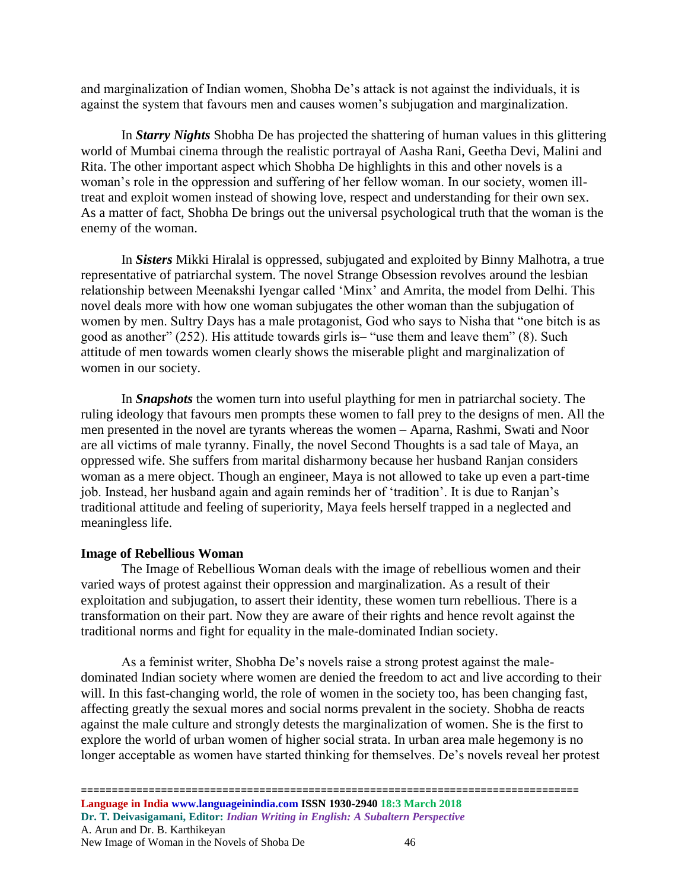and marginalization of Indian women, Shobha De's attack is not against the individuals, it is against the system that favours men and causes women's subjugation and marginalization.

In ***Starry Nights*** Shobha De has projected the shattering of human values in this glittering world of Mumbai cinema through the realistic portrayal of Aasha Rani, Geetha Devi, Malini and Rita. The other important aspect which Shobha De highlights in this and other novels is a woman's role in the oppression and suffering of her fellow woman. In our society, women ill-treat and exploit women instead of showing love, respect and understanding for their own sex. As a matter of fact, Shobha De brings out the universal psychological truth that the woman is the enemy of the woman.

In ***Sisters*** Mikki Hiralal is oppressed, subjugated and exploited by Binny Malhotra, a true representative of patriarchal system. The novel Strange Obsession revolves around the lesbian relationship between Meenakshi Iyengar called 'Minx' and Amrita, the model from Delhi. This novel deals more with how one woman subjugates the other woman than the subjugation of women by men. Sultry Days has a male protagonist, God who says to Nisha that "one bitch is as good as another" (252). His attitude towards girls is– "use them and leave them" (8). Such attitude of men towards women clearly shows the miserable plight and marginalization of women in our society.

In ***Snapshots*** the women turn into useful plaything for men in patriarchal society. The ruling ideology that favours men prompts these women to fall prey to the designs of men. All the men presented in the novel are tyrants whereas the women – Aparna, Rashmi, Swati and Noor are all victims of male tyranny. Finally, the novel Second Thoughts is a sad tale of Maya, an oppressed wife. She suffers from marital disharmony because her husband Ranjan considers woman as a mere object. Though an engineer, Maya is not allowed to take up even a part-time job. Instead, her husband again and again reminds her of 'tradition'. It is due to Ranjan's traditional attitude and feeling of superiority, Maya feels herself trapped in a neglected and meaningless life.

**Image of Rebellious Woman**

The Image of Rebellious Woman deals with the image of rebellious women and their varied ways of protest against their oppression and marginalization. As a result of their exploitation and subjugation, to assert their identity, these women turn rebellious. There is a transformation on their part. Now they are aware of their rights and hence revolt against the traditional norms and fight for equality in the male-dominated Indian society.

As a feminist writer, Shobha De's novels raise a strong protest against the male-dominated Indian society where women are denied the freedom to act and live according to their will. In this fast-changing world, the role of women in the society too, has been changing fast, affecting greatly the sexual mores and social norms prevalent in the society. Shobha de reacts against the male culture and strongly detests the marginalization of women. She is the first to explore the world of urban women of higher social strata. In urban area male hegemony is no longer acceptable as women have started thinking for themselves. De's novels reveal her protest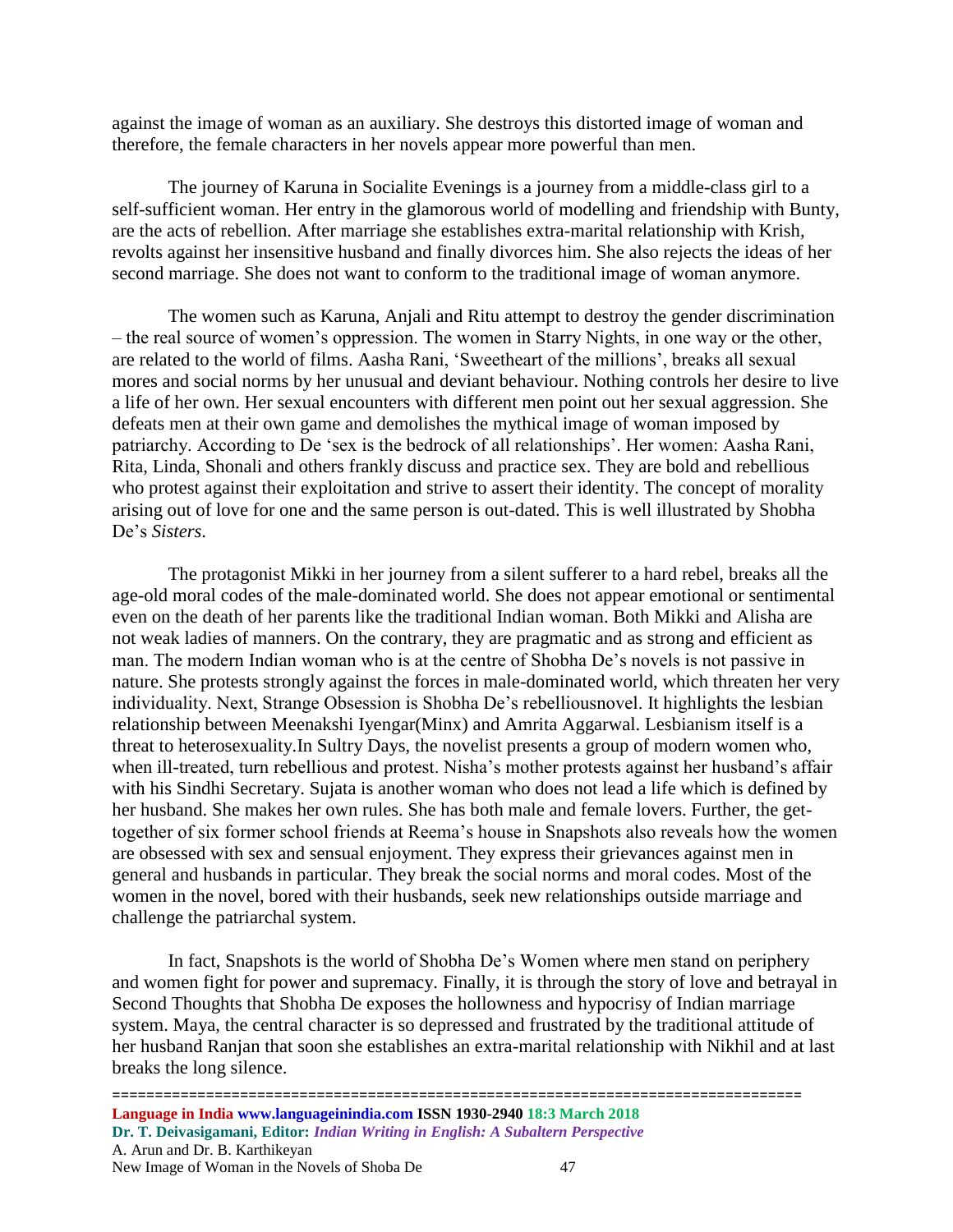against the image of woman as an auxiliary. She destroys this distorted image of woman and therefore, the female characters in her novels appear more powerful than men.

The journey of Karuna in Socialite Evenings is a journey from a middle-class girl to a self-sufficient woman. Her entry in the glamorous world of modelling and friendship with Bunty, are the acts of rebellion. After marriage she establishes extra-marital relationship with Krish, revolts against her insensitive husband and finally divorces him. She also rejects the ideas of her second marriage. She does not want to conform to the traditional image of woman anymore.

The women such as Karuna, Anjali and Ritu attempt to destroy the gender discrimination – the real source of women's oppression. The women in Starry Nights, in one way or the other, are related to the world of films. Aasha Rani, 'Sweetheart of the millions', breaks all sexual mores and social norms by her unusual and deviant behaviour. Nothing controls her desire to live a life of her own. Her sexual encounters with different men point out her sexual aggression. She defeats men at their own game and demolishes the mythical image of woman imposed by patriarchy. According to De 'sex is the bedrock of all relationships'. Her women: Aasha Rani, Rita, Linda, Shonali and others frankly discuss and practice sex. They are bold and rebellious who protest against their exploitation and strive to assert their identity. The concept of morality arising out of love for one and the same person is out-dated. This is well illustrated by Shobha De's *Sisters*.

The protagonist Mikki in her journey from a silent sufferer to a hard rebel, breaks all the age-old moral codes of the male-dominated world. She does not appear emotional or sentimental even on the death of her parents like the traditional Indian woman. Both Mikki and Alisha are not weak ladies of manners. On the contrary, they are pragmatic and as strong and efficient as man. The modern Indian woman who is at the centre of Shobha De's novels is not passive in nature. She protests strongly against the forces in male-dominated world, which threaten her very individuality. Next, Strange Obsession is Shobha De's rebelliousnovel. It highlights the lesbian relationship between Meenakshi Iyengar(Minx) and Amrita Aggarwal. Lesbianism itself is a threat to heterosexuality.In Sultry Days, the novelist presents a group of modern women who, when ill-treated, turn rebellious and protest. Nisha's mother protests against her husband's affair with his Sindhi Secretary. Sujata is another woman who does not lead a life which is defined by her husband. She makes her own rules. She has both male and female lovers. Further, the get-together of six former school friends at Reema's house in Snapshots also reveals how the women are obsessed with sex and sensual enjoyment. They express their grievances against men in general and husbands in particular. They break the social norms and moral codes. Most of the women in the novel, bored with their husbands, seek new relationships outside marriage and challenge the patriarchal system.

In fact, Snapshots is the world of Shobha De's Women where men stand on periphery and women fight for power and supremacy. Finally, it is through the story of love and betrayal in Second Thoughts that Shobha De exposes the hollowness and hypocrisy of Indian marriage system. Maya, the central character is so depressed and frustrated by the traditional attitude of her husband Ranjan that soon she establishes an extra-marital relationship with Nikhil and at last breaks the long silence.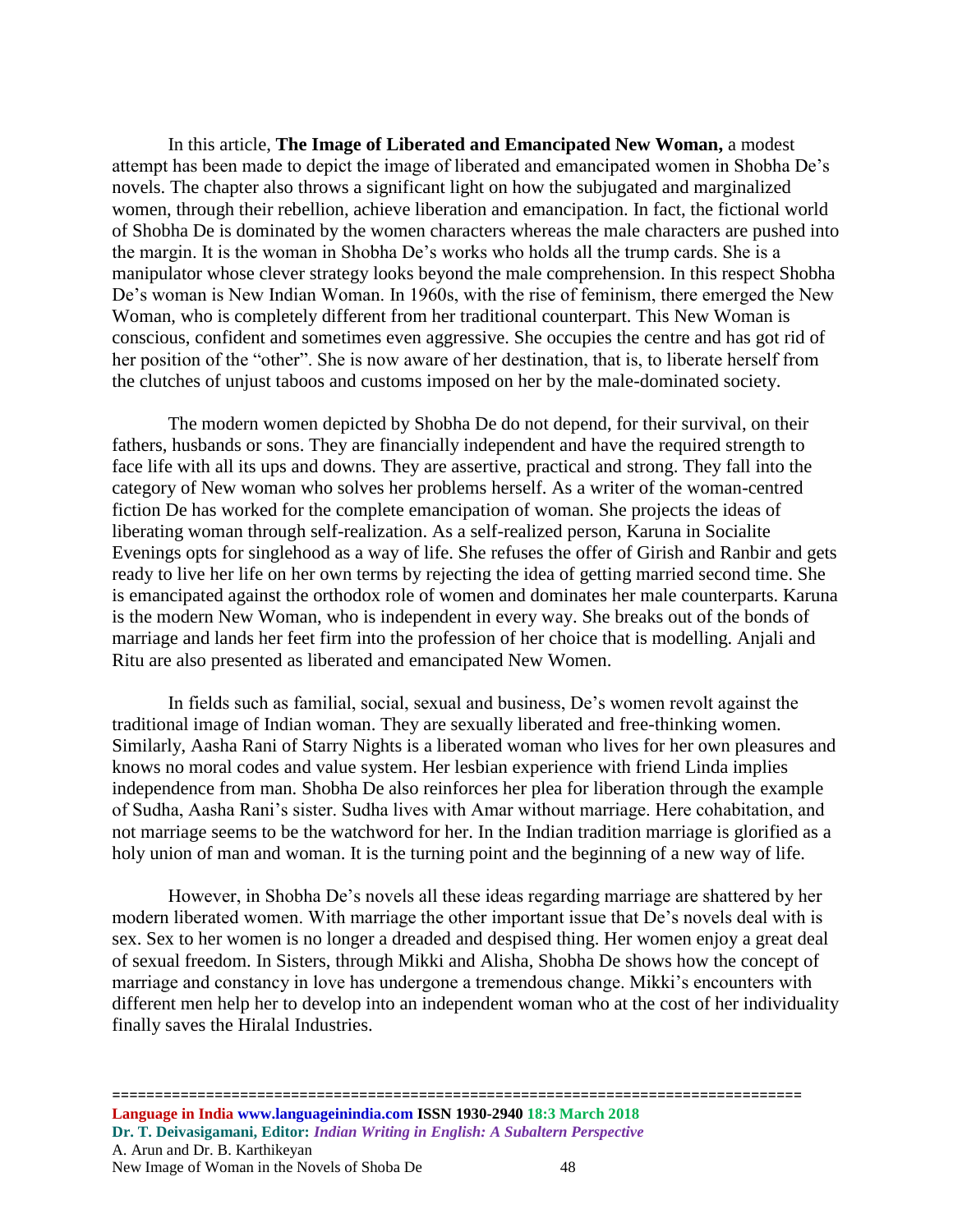In this article, **The Image of Liberated and Emancipated New Woman,** a modest attempt has been made to depict the image of liberated and emancipated women in Shobha De's novels. The chapter also throws a significant light on how the subjugated and marginalized women, through their rebellion, achieve liberation and emancipation. In fact, the fictional world of Shobha De is dominated by the women characters whereas the male characters are pushed into the margin. It is the woman in Shobha De's works who holds all the trump cards. She is a manipulator whose clever strategy looks beyond the male comprehension. In this respect Shobha De's woman is New Indian Woman. In 1960s, with the rise of feminism, there emerged the New Woman, who is completely different from her traditional counterpart. This New Woman is conscious, confident and sometimes even aggressive. She occupies the centre and has got rid of her position of the "other". She is now aware of her destination, that is, to liberate herself from the clutches of unjust taboos and customs imposed on her by the male-dominated society.

The modern women depicted by Shobha De do not depend, for their survival, on their fathers, husbands or sons. They are financially independent and have the required strength to face life with all its ups and downs. They are assertive, practical and strong. They fall into the category of New woman who solves her problems herself. As a writer of the woman-centred fiction De has worked for the complete emancipation of woman. She projects the ideas of liberating woman through self-realization. As a self-realized person, Karuna in Socialite Evenings opts for singlehood as a way of life. She refuses the offer of Girish and Ranbir and gets ready to live her life on her own terms by rejecting the idea of getting married second time. She is emancipated against the orthodox role of women and dominates her male counterparts. Karuna is the modern New Woman, who is independent in every way. She breaks out of the bonds of marriage and lands her feet firm into the profession of her choice that is modelling. Anjali and Ritu are also presented as liberated and emancipated New Women.

In fields such as familial, social, sexual and business, De's women revolt against the traditional image of Indian woman. They are sexually liberated and free-thinking women. Similarly, Aasha Rani of Starry Nights is a liberated woman who lives for her own pleasures and knows no moral codes and value system. Her lesbian experience with friend Linda implies independence from man. Shobha De also reinforces her plea for liberation through the example of Sudha, Aasha Rani's sister. Sudha lives with Amar without marriage. Here cohabitation, and not marriage seems to be the watchword for her. In the Indian tradition marriage is glorified as a holy union of man and woman. It is the turning point and the beginning of a new way of life.

However, in Shobha De's novels all these ideas regarding marriage are shattered by her modern liberated women. With marriage the other important issue that De's novels deal with is sex. Sex to her women is no longer a dreaded and despised thing. Her women enjoy a great deal of sexual freedom. In Sisters, through Mikki and Alisha, Shobha De shows how the concept of marriage and constancy in love has undergone a tremendous change. Mikki's encounters with different men help her to develop into an independent woman who at the cost of her individuality finally saves the Hiralal Industries.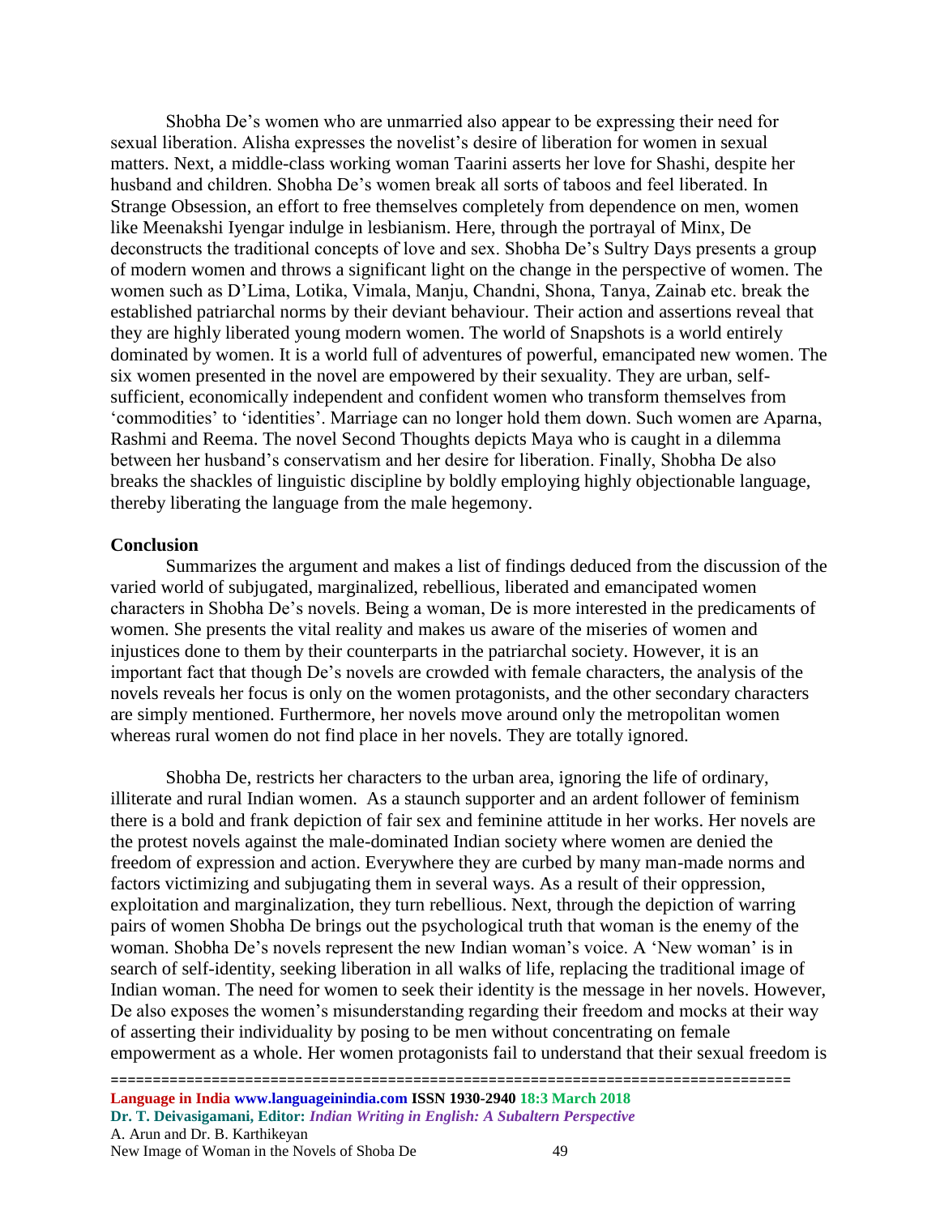Shobha De's women who are unmarried also appear to be expressing their need for sexual liberation. Alisha expresses the novelist's desire of liberation for women in sexual matters. Next, a middle-class working woman Taarini asserts her love for Shashi, despite her husband and children. Shobha De's women break all sorts of taboos and feel liberated. In Strange Obsession, an effort to free themselves completely from dependence on men, women like Meenakshi Iyengar indulge in lesbianism. Here, through the portrayal of Minx, De deconstructs the traditional concepts of love and sex. Shobha De's Sultry Days presents a group of modern women and throws a significant light on the change in the perspective of women. The women such as D'Lima, Lotika, Vimala, Manju, Chandni, Shona, Tanya, Zainab etc. break the established patriarchal norms by their deviant behaviour. Their action and assertions reveal that they are highly liberated young modern women. The world of Snapshots is a world entirely dominated by women. It is a world full of adventures of powerful, emancipated new women. The six women presented in the novel are empowered by their sexuality. They are urban, self-sufficient, economically independent and confident women who transform themselves from 'commodities' to 'identities'. Marriage can no longer hold them down. Such women are Aparna, Rashmi and Reema. The novel Second Thoughts depicts Maya who is caught in a dilemma between her husband's conservatism and her desire for liberation. Finally, Shobha De also breaks the shackles of linguistic discipline by boldly employing highly objectionable language, thereby liberating the language from the male hegemony.

## Conclusion

Summarizes the argument and makes a list of findings deduced from the discussion of the varied world of subjugated, marginalized, rebellious, liberated and emancipated women characters in Shobha De's novels. Being a woman, De is more interested in the predicaments of women. She presents the vital reality and makes us aware of the miseries of women and injustices done to them by their counterparts in the patriarchal society. However, it is an important fact that though De's novels are crowded with female characters, the analysis of the novels reveals her focus is only on the women protagonists, and the other secondary characters are simply mentioned. Furthermore, her novels move around only the metropolitan women whereas rural women do not find place in her novels. They are totally ignored.

Shobha De, restricts her characters to the urban area, ignoring the life of ordinary, illiterate and rural Indian women. As a staunch supporter and an ardent follower of feminism there is a bold and frank depiction of fair sex and feminine attitude in her works. Her novels are the protest novels against the male-dominated Indian society where women are denied the freedom of expression and action. Everywhere they are curbed by many man-made norms and factors victimizing and subjugating them in several ways. As a result of their oppression, exploitation and marginalization, they turn rebellious. Next, through the depiction of warring pairs of women Shobha De brings out the psychological truth that woman is the enemy of the woman. Shobha De's novels represent the new Indian woman's voice. A 'New woman' is in search of self-identity, seeking liberation in all walks of life, replacing the traditional image of Indian woman. The need for women to seek their identity is the message in her novels. However, De also exposes the women's misunderstanding regarding their freedom and mocks at their way of asserting their individuality by posing to be men without concentrating on female empowerment as a whole. Her women protagonists fail to understand that their sexual freedom is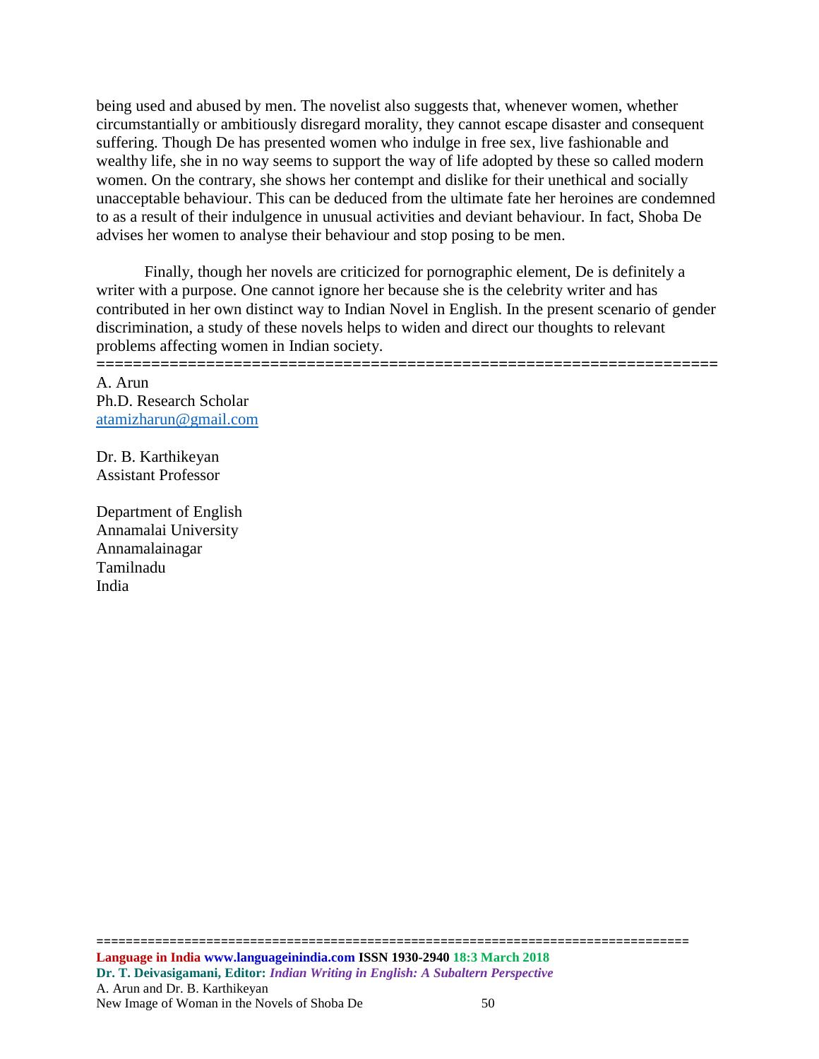being used and abused by men. The novelist also suggests that, whenever women, whether circumstantially or ambitiously disregard morality, they cannot escape disaster and consequent suffering. Though De has presented women who indulge in free sex, live fashionable and wealthy life, she in no way seems to support the way of life adopted by these so called modern women. On the contrary, she shows her contempt and dislike for their unethical and socially unacceptable behaviour. This can be deduced from the ultimate fate her heroines are condemned to as a result of their indulgence in unusual activities and deviant behaviour. In fact, Shoba De advises her women to analyse their behaviour and stop posing to be men.

Finally, though her novels are criticized for pornographic element, De is definitely a writer with a purpose. One cannot ignore her because she is the celebrity writer and has contributed in her own distinct way to Indian Novel in English. In the present scenario of gender discrimination, a study of these novels helps to widen and direct our thoughts to relevant problems affecting women in Indian society.

====================================================================

A. Arun  
Ph.D. Research Scholar  
atamizharun@gmail.com

Dr. B. Karthikeyan  
Assistant Professor

Department of English  
Annamalai University  
Annamalainagar  
Tamilnadu  
India